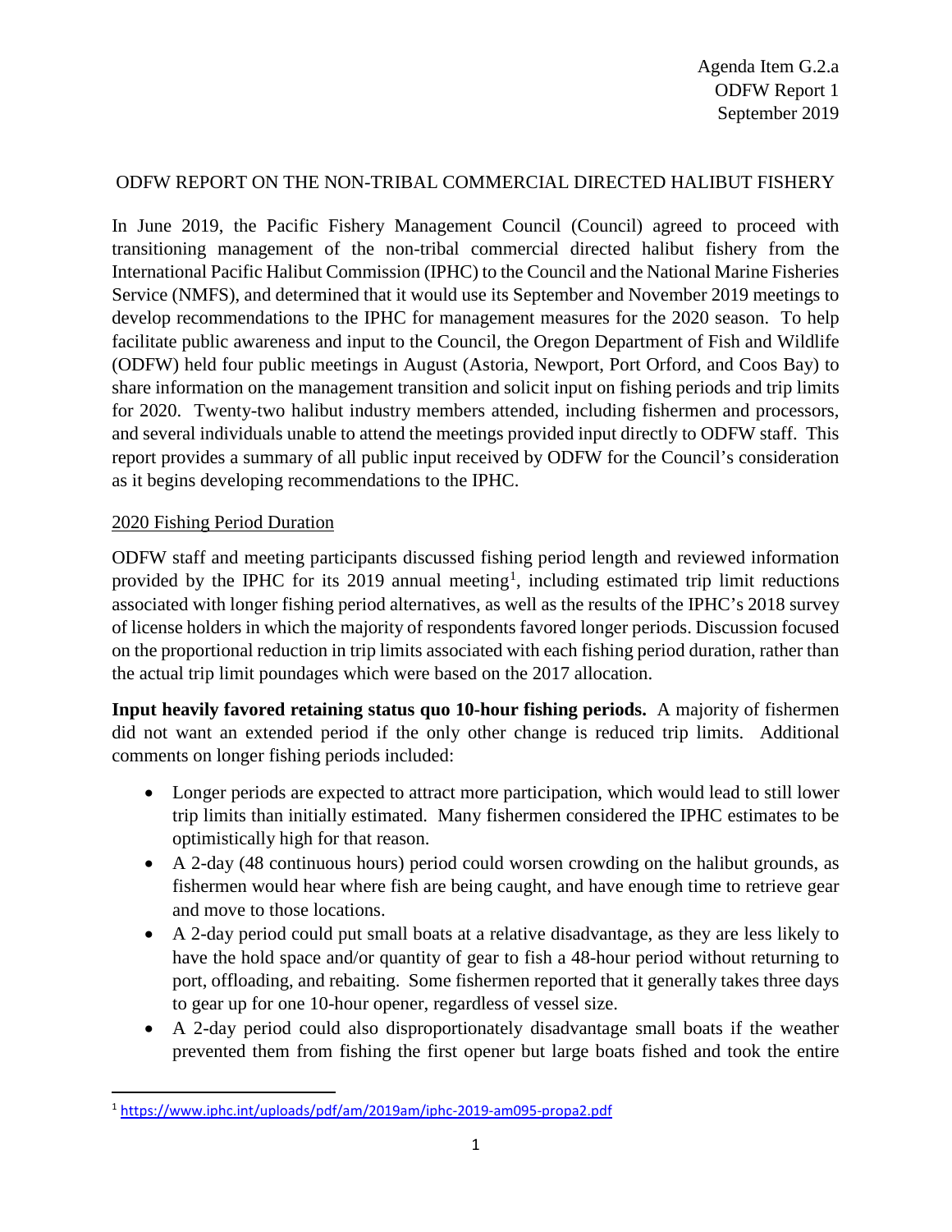Agenda Item G.2.a
ODFW Report 1
September 2019

# ODFW REPORT ON THE NON-TRIBAL COMMERCIAL DIRECTED HALIBUT FISHERY

In June 2019, the Pacific Fishery Management Council (Council) agreed to proceed with transitioning management of the non-tribal commercial directed halibut fishery from the International Pacific Halibut Commission (IPHC) to the Council and the National Marine Fisheries Service (NMFS), and determined that it would use its September and November 2019 meetings to develop recommendations to the IPHC for management measures for the 2020 season. To help facilitate public awareness and input to the Council, the Oregon Department of Fish and Wildlife (ODFW) held four public meetings in August (Astoria, Newport, Port Orford, and Coos Bay) to share information on the management transition and solicit input on fishing periods and trip limits for 2020. Twenty-two halibut industry members attended, including fishermen and processors, and several individuals unable to attend the meetings provided input directly to ODFW staff. This report provides a summary of all public input received by ODFW for the Council's consideration as it begins developing recommendations to the IPHC.

## 2020 Fishing Period Duration

ODFW staff and meeting participants discussed fishing period length and reviewed information provided by the IPHC for its 2019 annual meeting[1], including estimated trip limit reductions associated with longer fishing period alternatives, as well as the results of the IPHC's 2018 survey of license holders in which the majority of respondents favored longer periods. Discussion focused on the proportional reduction in trip limits associated with each fishing period duration, rather than the actual trip limit poundages which were based on the 2017 allocation.

**Input heavily favored retaining status quo 10-hour fishing periods.** A majority of fishermen did not want an extended period if the only other change is reduced trip limits. Additional comments on longer fishing periods included:

- Longer periods are expected to attract more participation, which would lead to still lower trip limits than initially estimated. Many fishermen considered the IPHC estimates to be optimistically high for that reason.
- A 2-day (48 continuous hours) period could worsen crowding on the halibut grounds, as fishermen would hear where fish are being caught, and have enough time to retrieve gear and move to those locations.
- A 2-day period could put small boats at a relative disadvantage, as they are less likely to have the hold space and/or quantity of gear to fish a 48-hour period without returning to port, offloading, and rebaiting. Some fishermen reported that it generally takes three days to gear up for one 10-hour opener, regardless of vessel size.
- A 2-day period could also disproportionately disadvantage small boats if the weather prevented them from fishing the first opener but large boats fished and took the entire

[1] https://www.iphc.int/uploads/pdf/am/2019am/iphc-2019-am095-propa2.pdf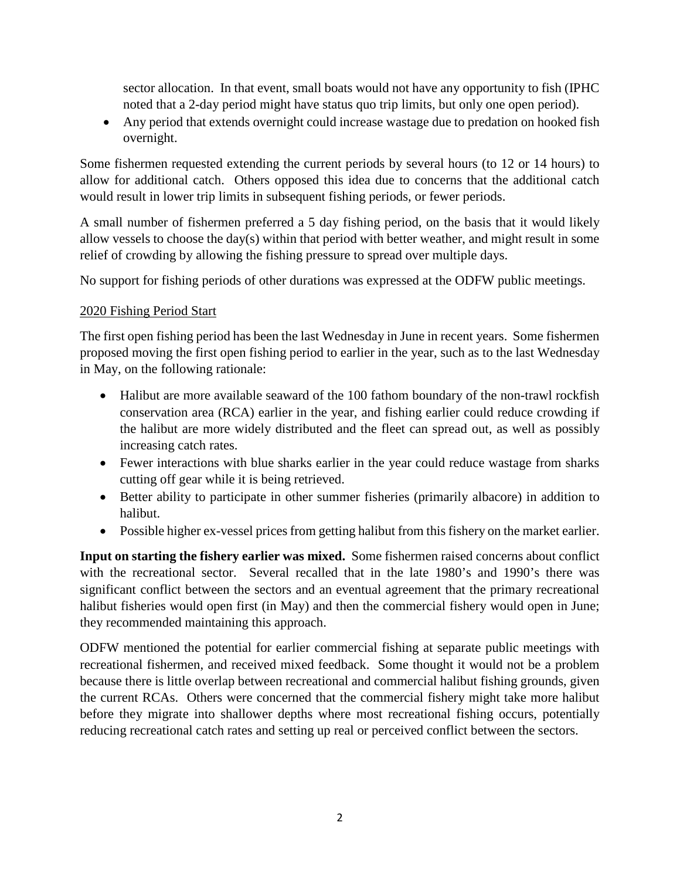sector allocation. In that event, small boats would not have any opportunity to fish (IPHC noted that a 2-day period might have status quo trip limits, but only one open period).

- Any period that extends overnight could increase wastage due to predation on hooked fish overnight.

Some fishermen requested extending the current periods by several hours (to 12 or 14 hours) to allow for additional catch. Others opposed this idea due to concerns that the additional catch would result in lower trip limits in subsequent fishing periods, or fewer periods.

A small number of fishermen preferred a 5 day fishing period, on the basis that it would likely allow vessels to choose the day(s) within that period with better weather, and might result in some relief of crowding by allowing the fishing pressure to spread over multiple days.

No support for fishing periods of other durations was expressed at the ODFW public meetings.

2020 Fishing Period Start

The first open fishing period has been the last Wednesday in June in recent years. Some fishermen proposed moving the first open fishing period to earlier in the year, such as to the last Wednesday in May, on the following rationale:

- Halibut are more available seaward of the 100 fathom boundary of the non-trawl rockfish conservation area (RCA) earlier in the year, and fishing earlier could reduce crowding if the halibut are more widely distributed and the fleet can spread out, as well as possibly increasing catch rates.
- Fewer interactions with blue sharks earlier in the year could reduce wastage from sharks cutting off gear while it is being retrieved.
- Better ability to participate in other summer fisheries (primarily albacore) in addition to halibut.
- Possible higher ex-vessel prices from getting halibut from this fishery on the market earlier.

**Input on starting the fishery earlier was mixed.** Some fishermen raised concerns about conflict with the recreational sector. Several recalled that in the late 1980's and 1990's there was significant conflict between the sectors and an eventual agreement that the primary recreational halibut fisheries would open first (in May) and then the commercial fishery would open in June; they recommended maintaining this approach.

ODFW mentioned the potential for earlier commercial fishing at separate public meetings with recreational fishermen, and received mixed feedback. Some thought it would not be a problem because there is little overlap between recreational and commercial halibut fishing grounds, given the current RCAs. Others were concerned that the commercial fishery might take more halibut before they migrate into shallower depths where most recreational fishing occurs, potentially reducing recreational catch rates and setting up real or perceived conflict between the sectors.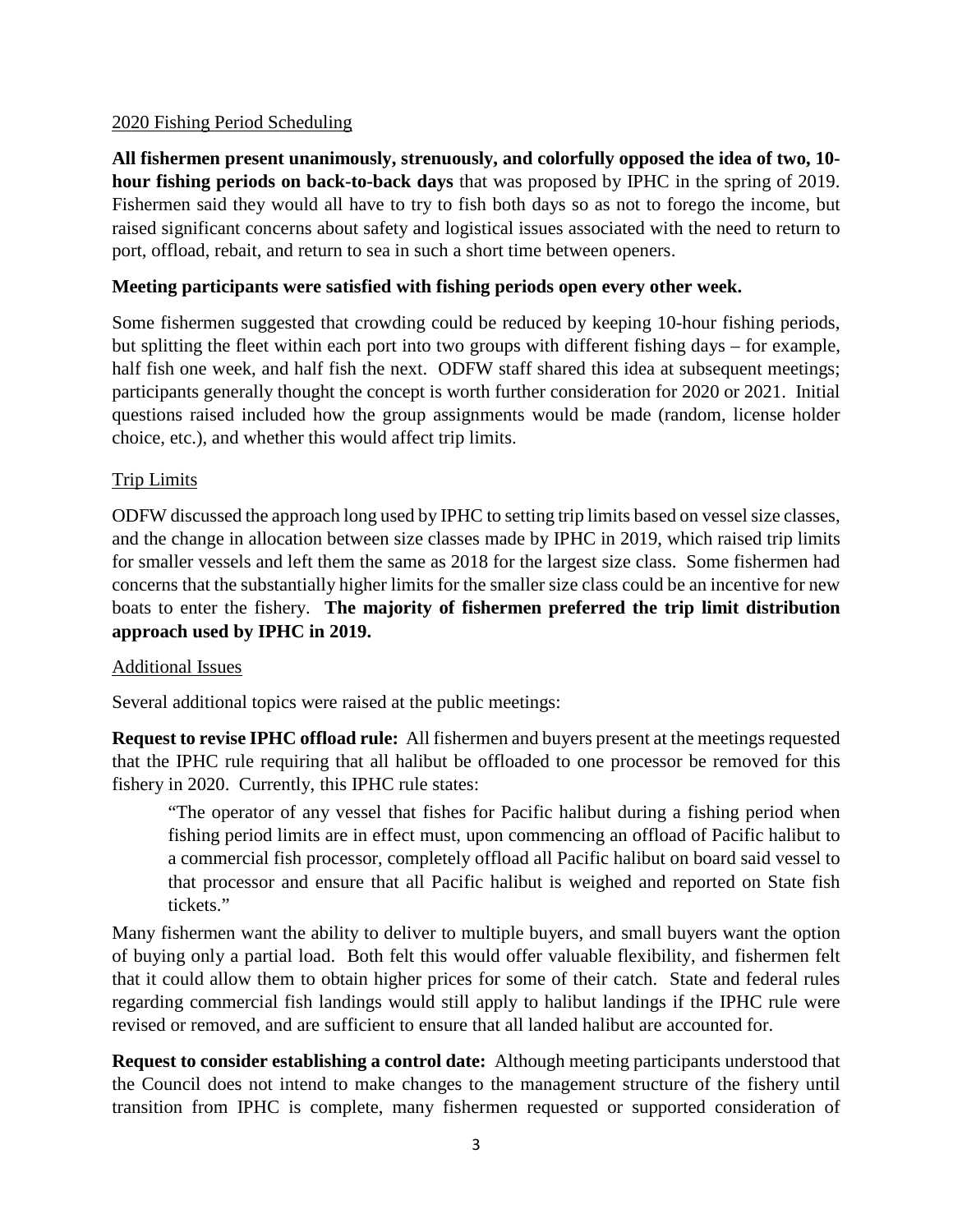<u>2020 Fishing Period Scheduling</u>

**All fishermen present unanimously, strenuously, and colorfully opposed the idea of two, 10-hour fishing periods on back-to-back days** that was proposed by IPHC in the spring of 2019. Fishermen said they would all have to try to fish both days so as not to forego the income, but raised significant concerns about safety and logistical issues associated with the need to return to port, offload, rebait, and return to sea in such a short time between openers.

**Meeting participants were satisfied with fishing periods open every other week.**

Some fishermen suggested that crowding could be reduced by keeping 10-hour fishing periods, but splitting the fleet within each port into two groups with different fishing days – for example, half fish one week, and half fish the next. ODFW staff shared this idea at subsequent meetings; participants generally thought the concept is worth further consideration for 2020 or 2021. Initial questions raised included how the group assignments would be made (random, license holder choice, etc.), and whether this would affect trip limits.

<u>Trip Limits</u>

ODFW discussed the approach long used by IPHC to setting trip limits based on vessel size classes, and the change in allocation between size classes made by IPHC in 2019, which raised trip limits for smaller vessels and left them the same as 2018 for the largest size class. Some fishermen had concerns that the substantially higher limits for the smaller size class could be an incentive for new boats to enter the fishery. **The majority of fishermen preferred the trip limit distribution approach used by IPHC in 2019.**

<u>Additional Issues</u>

Several additional topics were raised at the public meetings:

**Request to revise IPHC offload rule:** All fishermen and buyers present at the meetings requested that the IPHC rule requiring that all halibut be offloaded to one processor be removed for this fishery in 2020. Currently, this IPHC rule states:

> "The operator of any vessel that fishes for Pacific halibut during a fishing period when fishing period limits are in effect must, upon commencing an offload of Pacific halibut to a commercial fish processor, completely offload all Pacific halibut on board said vessel to that processor and ensure that all Pacific halibut is weighed and reported on State fish tickets."

Many fishermen want the ability to deliver to multiple buyers, and small buyers want the option of buying only a partial load. Both felt this would offer valuable flexibility, and fishermen felt that it could allow them to obtain higher prices for some of their catch. State and federal rules regarding commercial fish landings would still apply to halibut landings if the IPHC rule were revised or removed, and are sufficient to ensure that all landed halibut are accounted for.

**Request to consider establishing a control date:** Although meeting participants understood that the Council does not intend to make changes to the management structure of the fishery until transition from IPHC is complete, many fishermen requested or supported consideration of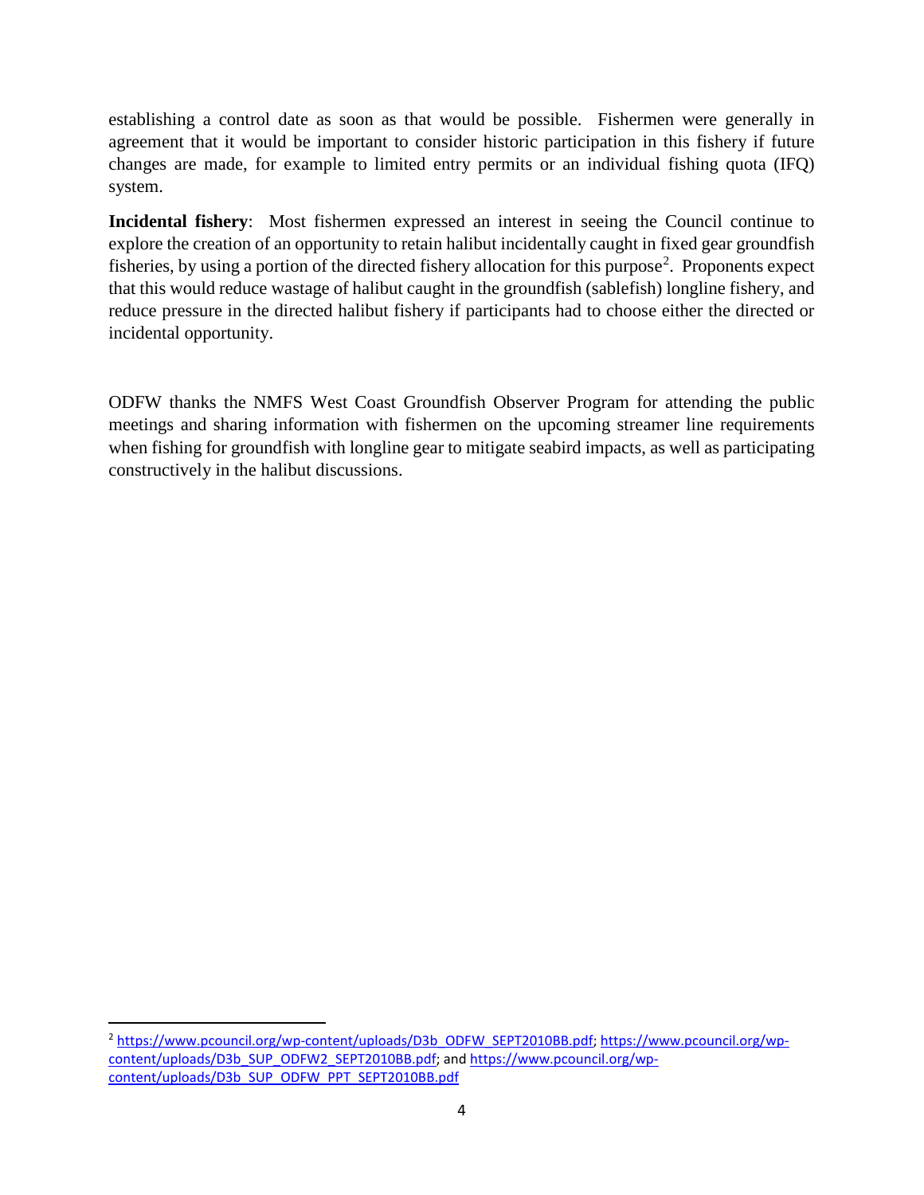establishing a control date as soon as that would be possible. Fishermen were generally in agreement that it would be important to consider historic participation in this fishery if future changes are made, for example to limited entry permits or an individual fishing quota (IFQ) system.

**Incidental fishery**: Most fishermen expressed an interest in seeing the Council continue to explore the creation of an opportunity to retain halibut incidentally caught in fixed gear groundfish fisheries, by using a portion of the directed fishery allocation for this purpose[2]. Proponents expect that this would reduce wastage of halibut caught in the groundfish (sablefish) longline fishery, and reduce pressure in the directed halibut fishery if participants had to choose either the directed or incidental opportunity.

ODFW thanks the NMFS West Coast Groundfish Observer Program for attending the public meetings and sharing information with fishermen on the upcoming streamer line requirements when fishing for groundfish with longline gear to mitigate seabird impacts, as well as participating constructively in the halibut discussions.

---

[2] https://www.pcouncil.org/wp-content/uploads/D3b_ODFW_SEPT2010BB.pdf; https://www.pcouncil.org/wp-content/uploads/D3b_SUP_ODFW2_SEPT2010BB.pdf; and https://www.pcouncil.org/wp-content/uploads/D3b_SUP_ODFW_PPT_SEPT2010BB.pdf